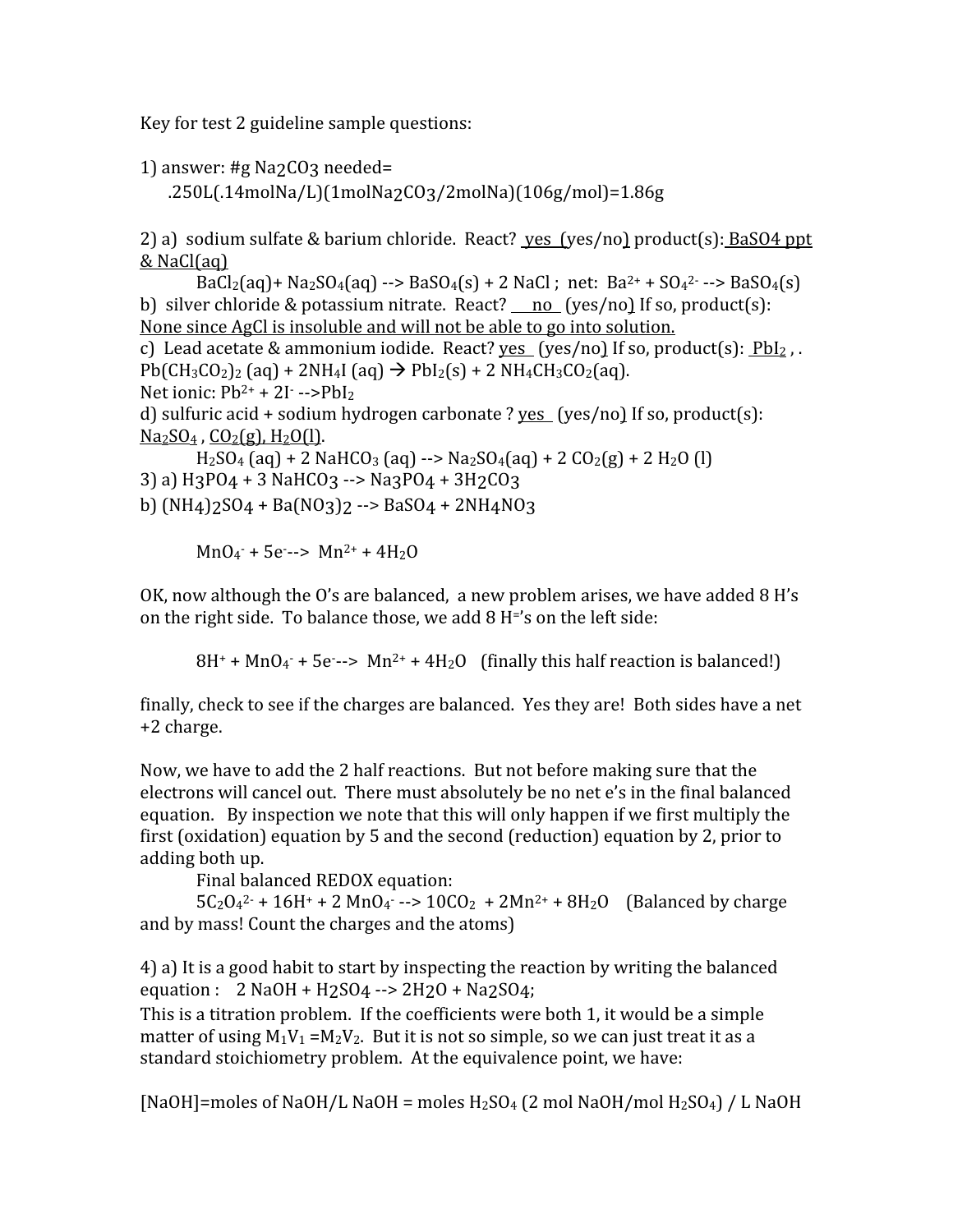Key for test 2 guideline sample questions:

1) answer: #g $Na_2CO_3$ needed=

.250L(.14molNa/L)(1mol$Na_2CO_3$/2molNa)(106g/mol)=1.86g

2) a) sodium sulfate & barium chloride. React? yes (yes/no) product(s): $BaSO_4$ ppt & NaCl(aq)

$BaCl_2(aq) + Na_2SO_4(aq) \rightarrow BaSO_4(s) + 2\ NaCl$ ; net: $Ba^{2+} + SO_4^{2-} \rightarrow BaSO_4(s)$

b) silver chloride & potassium nitrate. React? no (yes/no) If so, product(s): None since AgCl is insoluble and will not be able to go into solution.

c) Lead acetate & ammonium iodide. React? yes (yes/no) If so, product(s): $PbI_2$ , .
$Pb(CH_3CO_2)_2\ (aq) + 2NH_4I\ (aq) \rightarrow PbI_2(s) + 2\ NH_4CH_3CO_2(aq)$.
Net ionic: $Pb^{2+} + 2I^- \rightarrow PbI_2$

d) sulfuric acid + sodium hydrogen carbonate ? yes (yes/no) If so, product(s): $Na_2SO_4$ , $CO_2(g)$, $H_2O(l)$.

$H_2SO_4\ (aq) + 2\ NaHCO_3\ (aq) \rightarrow Na_2SO_4(aq) + 2\ CO_2(g) + 2\ H_2O\ (l)$

3) a) $H_3PO_4 + 3\ NaHCO_3 \rightarrow Na_3PO_4 + 3H_2CO_3$

b) $(NH_4)_2SO_4 + Ba(NO_3)_2 \rightarrow BaSO_4 + 2NH_4NO_3$

$MnO_4^- + 5e^- \rightarrow Mn^{2+} + 4H_2O$

OK, now although the O's are balanced, a new problem arises, we have added 8 H's on the right side. To balance those, we add 8 $H^=$'s on the left side:

$8H^+ + MnO_4^- + 5e^- \rightarrow Mn^{2+} + 4H_2O$ (finally this half reaction is balanced!)

finally, check to see if the charges are balanced. Yes they are! Both sides have a net +2 charge.

Now, we have to add the 2 half reactions. But not before making sure that the electrons will cancel out. There must absolutely be no net e's in the final balanced equation. By inspection we note that this will only happen if we first multiply the first (oxidation) equation by 5 and the second (reduction) equation by 2, prior to adding both up.

Final balanced REDOX equation:

$5C_2O_4^{2-} + 16H^+ + 2\ MnO_4^- \rightarrow 10CO_2 + 2Mn^{2+} + 8H_2O$ (Balanced by charge and by mass! Count the charges and the atoms)

4) a) It is a good habit to start by inspecting the reaction by writing the balanced equation : $2\ NaOH + H_2SO_4 \rightarrow 2H_2O + Na_2SO_4$;

This is a titration problem. If the coefficients were both 1, it would be a simple matter of using $M_1V_1 = M_2V_2$. But it is not so simple, so we can just treat it as a standard stoichiometry problem. At the equivalence point, we have:

[NaOH]=moles of NaOH/L NaOH = moles $H_2SO_4$ (2 mol NaOH/mol $H_2SO_4$) / L NaOH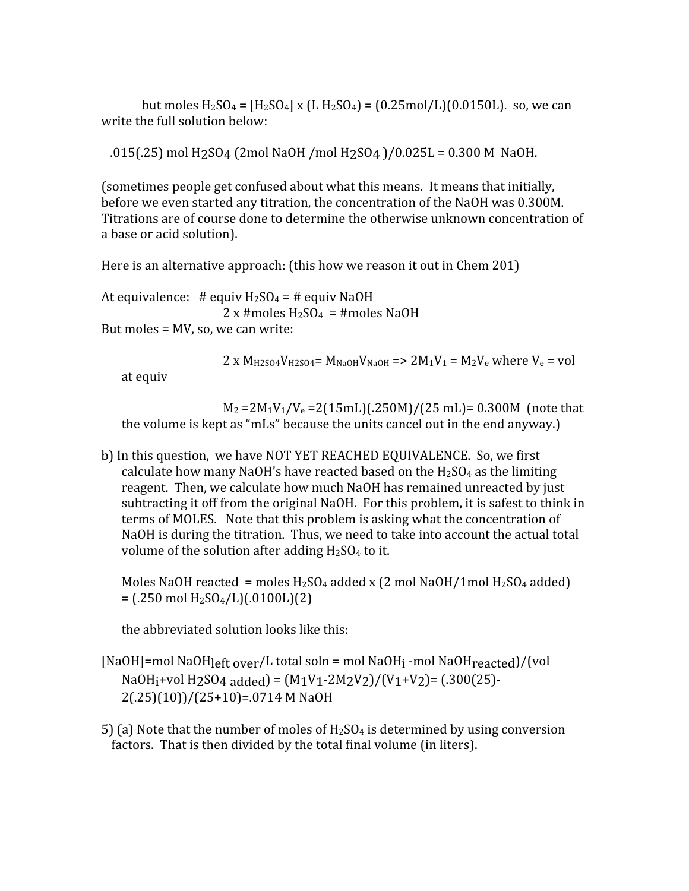but moles $H_2SO_4$ = $[H_2SO_4]$ x (L $H_2SO_4$) = (0.25mol/L)(0.0150L). so, we can write the full solution below:

.015(.25) mol $H_2SO_4$ (2mol NaOH /mol $H_2SO_4$ )/0.025L = 0.300 M NaOH.

(sometimes people get confused about what this means. It means that initially, before we even started any titration, the concentration of the NaOH was 0.300M. Titrations are of course done to determine the otherwise unknown concentration of a base or acid solution).

Here is an alternative approach: (this how we reason it out in Chem 201)

At equivalence: # equiv $H_2SO_4$ = # equiv NaOH

2 x #moles $H_2SO_4$ = #moles NaOH

But moles = MV, so, we can write:

2 x $M_{H2SO4}V_{H2SO4}$= $M_{NaOH}V_{NaOH}$ => $2M_1V_1 = M_2V_e$ where $V_e$ = vol at equiv

$M_2 = 2M_1V_1/V_e$ =2(15mL)(.250M)/(25 mL)= 0.300M (note that the volume is kept as "mLs" because the units cancel out in the end anyway.)

b) In this question, we have NOT YET REACHED EQUIVALENCE. So, we first calculate how many NaOH's have reacted based on the $H_2SO_4$ as the limiting reagent. Then, we calculate how much NaOH has remained unreacted by just subtracting it off from the original NaOH. For this problem, it is safest to think in terms of MOLES. Note that this problem is asking what the concentration of NaOH is during the titration. Thus, we need to take into account the actual total volume of the solution after adding $H_2SO_4$ to it.

Moles NaOH reacted = moles $H_2SO_4$ added x (2 mol NaOH/1mol $H_2SO_4$ added) = (.250 mol $H_2SO_4$/L)(.0100L)(2)

the abbreviated solution looks like this:

[NaOH]=mol $NaOH_{left\ over}$/L total soln = mol $NaOH_i$ -mol $NaOH_{reacted}$)/(vol $NaOH_i$+vol $H_2SO_{4\ added}$) = $(M_1V_1-2M_2V_2)/(V_1+V_2)$= (.300(25)-2(.25)(10))/(25+10)=.0714 M NaOH

5) (a) Note that the number of moles of $H_2SO_4$ is determined by using conversion factors. That is then divided by the total final volume (in liters).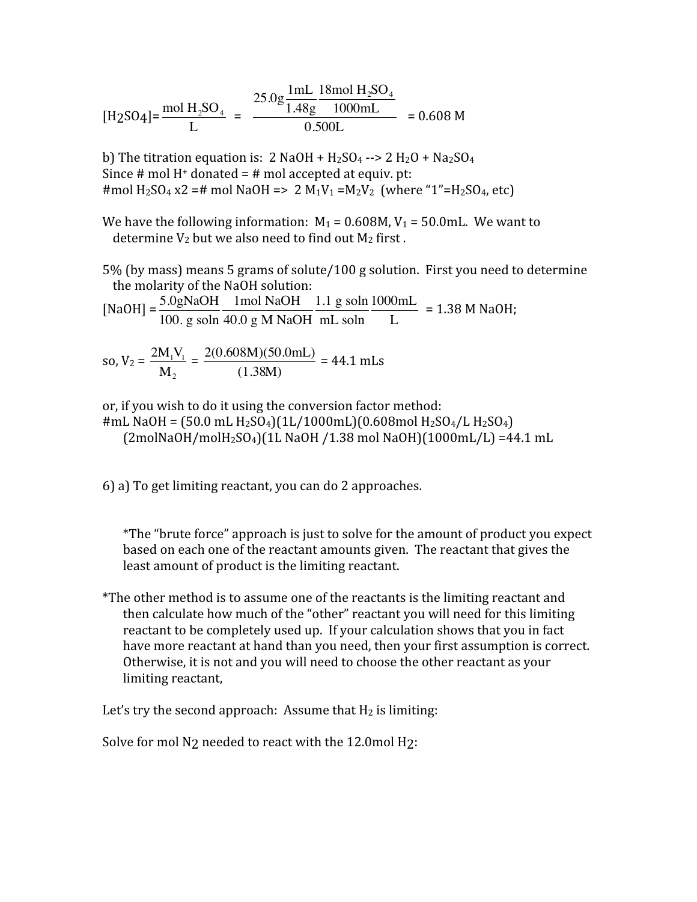$$[H_2SO_4] = \frac{\text{mol } H_2SO_4}{L} = \frac{25.0\text{g} \frac{1\text{mL}}{1.48\text{g}} \frac{18\text{mol } H_2SO_4}{1000\text{mL}}}{0.500\text{L}} = 0.608 \text{ M}$$

b) The titration equation is: $2\ NaOH + H_2SO_4 \rightarrow 2\ H_2O + Na_2SO_4$

Since # mol $H^+$ donated = # mol accepted at equiv. pt:

#mol $H_2SO_4$ x2 =# mol NaOH => $2\ M_1V_1 = M_2V_2$ (where "1"=$H_2SO_4$, etc)

We have the following information: $M_1 = 0.608$M, $V_1 = 50.0$mL. We want to determine $V_2$ but we also need to find out $M_2$ first .

5% (by mass) means 5 grams of solute/100 g solution. First you need to determine the molarity of the NaOH solution:

$$[NaOH] = \frac{5.0\text{gNaOH}}{100.\text{ g soln}} \frac{1\text{mol NaOH}}{40.0\text{ g M NaOH}} \frac{1.1\text{ g soln}}{\text{mL soln}} \frac{1000\text{mL}}{\text{L}} = 1.38 \text{ M NaOH};$$

$$\text{so, } V_2 = \frac{2M_1V_1}{M_2} = \frac{2(0.608\text{M})(50.0\text{mL})}{(1.38\text{M})} = 44.1 \text{ mLs}$$

or, if you wish to do it using the conversion factor method:

#mL NaOH = (50.0 mL $H_2SO_4$)(1L/1000mL)(0.608mol $H_2SO_4$/L $H_2SO_4$)(2molNaOH/mol$H_2SO_4$)(1L NaOH /1.38 mol NaOH)(1000mL/L) =44.1 mL

6) a) To get limiting reactant, you can do 2 approaches.

*The "brute force" approach is just to solve for the amount of product you expect based on each one of the reactant amounts given. The reactant that gives the least amount of product is the limiting reactant.

*The other method is to assume one of the reactants is the limiting reactant and then calculate how much of the "other" reactant you will need for this limiting reactant to be completely used up. If your calculation shows that you in fact have more reactant at hand than you need, then your first assumption is correct. Otherwise, it is not and you will need to choose the other reactant as your limiting reactant,

Let's try the second approach: Assume that $H_2$ is limiting:

Solve for mol $N_2$ needed to react with the 12.0mol $H_2$: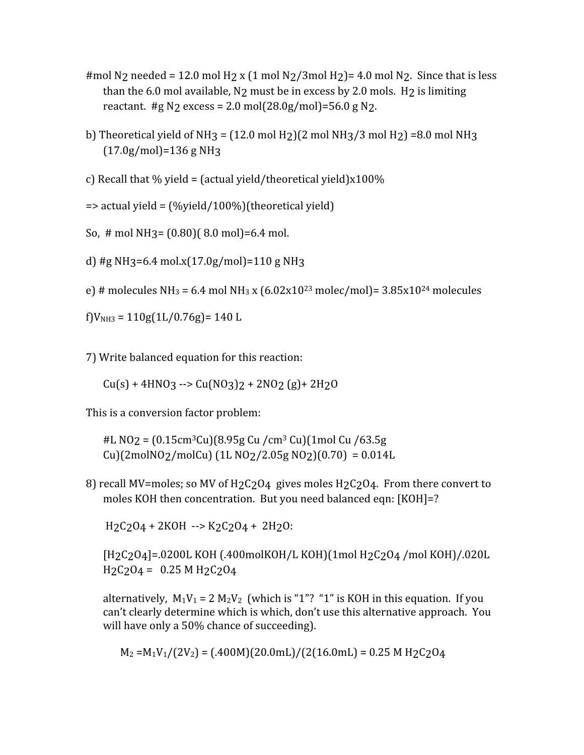#mol $N_2$ needed = 12.0 mol $H_2$ x (1 mol $N_2$/3mol $H_2$)= 4.0 mol $N_2$. Since that is less than the 6.0 mol available, $N_2$ must be in excess by 2.0 mols. $H_2$ is limiting reactant. #g $N_2$ excess = 2.0 mol(28.0g/mol)=56.0 g $N_2$.

b) Theoretical yield of $NH_3$ = (12.0 mol $H_2$)(2 mol $NH_3$/3 mol $H_2$) =8.0 mol $NH_3$ (17.0g/mol)=136 g $NH_3$

c) Recall that % yield = (actual yield/theoretical yield)x100%

=> actual yield = (%yield/100%)(theoretical yield)

So, # mol $NH_3$= (0.80)( 8.0 mol)=6.4 mol.

d) #g $NH_3$=6.4 mol.x(17.0g/mol)=110 g $NH_3$

e) # molecules $NH_3$ = 6.4 mol $NH_3$ x ($6.02 \times 10^{23}$ molec/mol)= $3.85 \times 10^{24}$ molecules

f)$V_{NH3}$ = 110g(1L/0.76g)= 140 L

7) Write balanced equation for this reaction:

Cu(s) + $4HNO_3$ --> $Cu(NO_3)_2$ + $2NO_2$ (g)+ $2H_2O$

This is a conversion factor problem:

#L $NO_2$ = (0.15$cm^3$Cu)(8.95g Cu /$cm^3$ Cu)(1mol Cu /63.5g Cu)(2mol$NO_2$/molCu) (1L $NO_2$/2.05g $NO_2$)(0.70) = 0.014L

8) recall MV=moles; so MV of $H_2C_2O_4$ gives moles $H_2C_2O_4$. From there convert to moles KOH then concentration. But you need balanced eqn: [KOH]=?

$H_2C_2O_4$ + 2KOH --> $K_2C_2O_4$ + $2H_2O$:

[$H_2C_2O_4$]=.0200L KOH (.400molKOH/L KOH)(1mol $H_2C_2O_4$ /mol KOH)/.020L $H_2C_2O_4$ = 0.25 M $H_2C_2O_4$

alternatively, $M_1V_1 = 2\ M_2V_2$ (which is "1"? "1" is KOH in this equation. If you can't clearly determine which is which, don't use this alternative approach. You will have only a 50% chance of succeeding).

$M_2 = M_1V_1/(2V_2)$ = (.400M)(20.0mL)/(2(16.0mL) = 0.25 M $H_2C_2O_4$